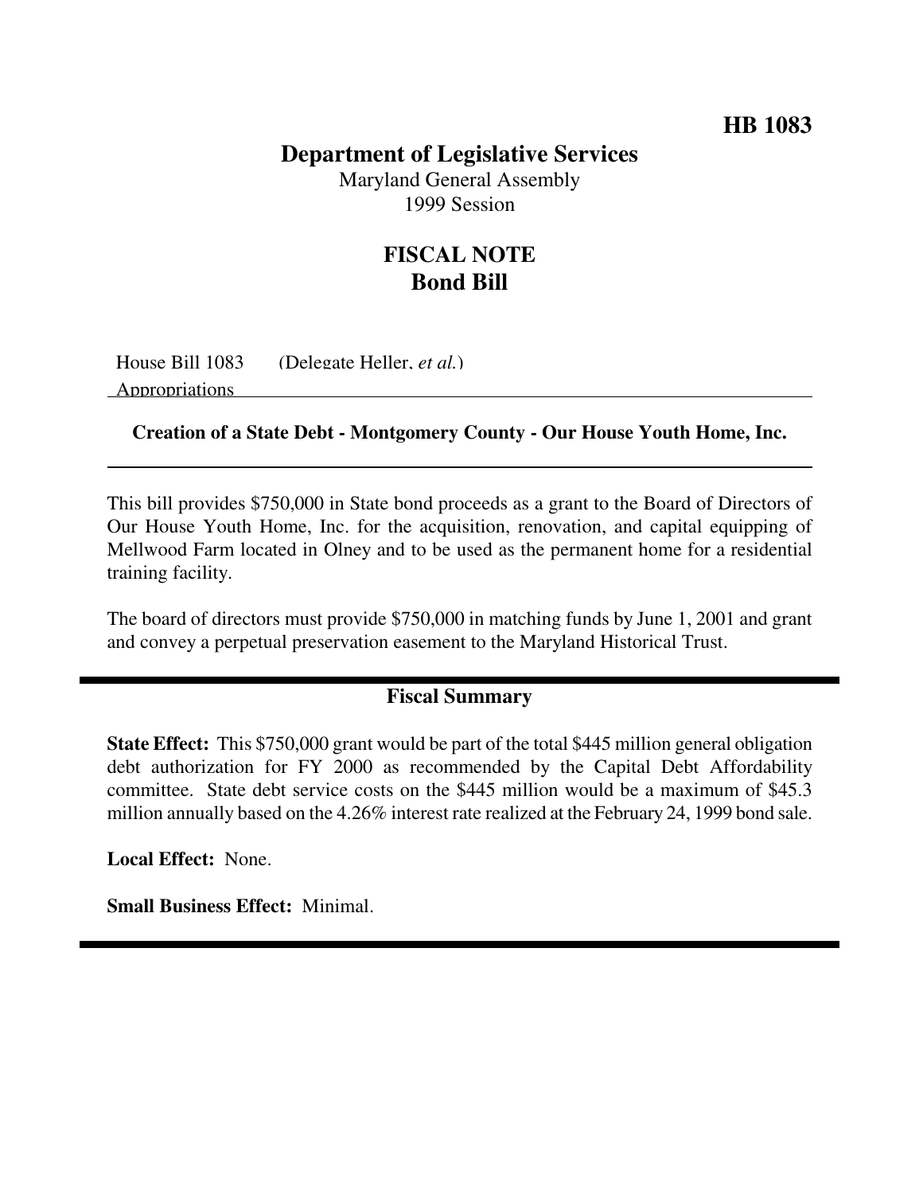**HB 1083**

# Department of Legislative Services

Maryland General Assembly
1999 Session

## FISCAL NOTE
## Bond Bill

House Bill 1083 (Delegate Heller, *et al.*)
Appropriations

---

**Creation of a State Debt - Montgomery County - Our House Youth Home, Inc.**

---

This bill provides $750,000 in State bond proceeds as a grant to the Board of Directors of Our House Youth Home, Inc. for the acquisition, renovation, and capital equipping of Mellwood Farm located in Olney and to be used as the permanent home for a residential training facility.

The board of directors must provide $750,000 in matching funds by June 1, 2001 and grant and convey a perpetual preservation easement to the Maryland Historical Trust.

---

### Fiscal Summary

**State Effect:** This $750,000 grant would be part of the total $445 million general obligation debt authorization for FY 2000 as recommended by the Capital Debt Affordability committee. State debt service costs on the $445 million would be a maximum of $45.3 million annually based on the 4.26% interest rate realized at the February 24, 1999 bond sale.

**Local Effect:** None.

**Small Business Effect:** Minimal.

---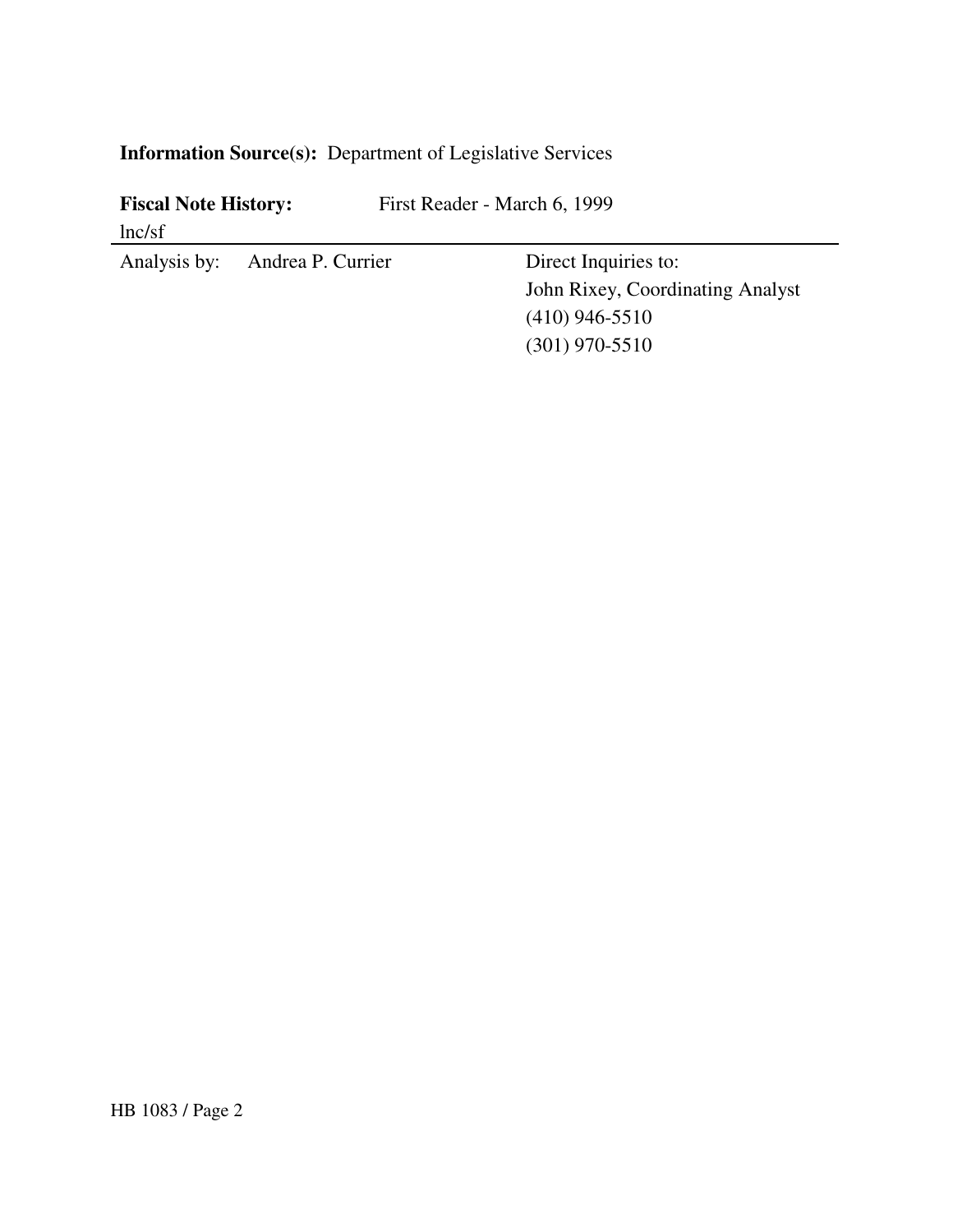**Information Source(s):** Department of Legislative Services

**Fiscal Note History:** First Reader - March 6, 1999

lnc/sf

---

Analysis by: Andrea P. Currier

Direct Inquiries to:
John Rixey, Coordinating Analyst
(410) 946-5510
(301) 970-5510